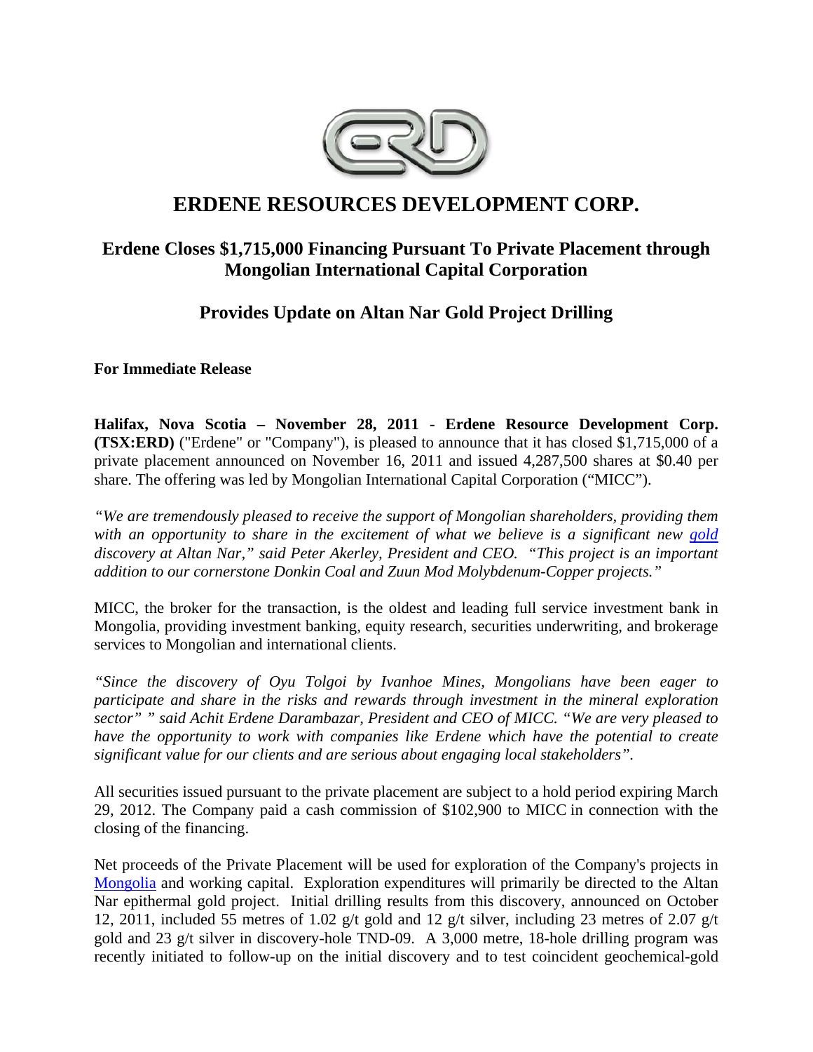# ERDENE RESOURCES DEVELOPMENT CORP.

## Erdene Closes $1,715,000 Financing Pursuant To Private Placement through Mongolian International Capital Corporation

## Provides Update on Altan Nar Gold Project Drilling

**For Immediate Release**

**Halifax, Nova Scotia – November 28, 2011** - **Erdene Resource Development Corp. (TSX:ERD)** ("Erdene" or "Company"), is pleased to announce that it has closed $1,715,000 of a private placement announced on November 16, 2011 and issued 4,287,500 shares at $0.40 per share. The offering was led by Mongolian International Capital Corporation ("MICC").

*"We are tremendously pleased to receive the support of Mongolian shareholders, providing them with an opportunity to share in the excitement of what we believe is a significant new gold discovery at Altan Nar," said Peter Akerley, President and CEO. "This project is an important addition to our cornerstone Donkin Coal and Zuun Mod Molybdenum-Copper projects."*

MICC, the broker for the transaction, is the oldest and leading full service investment bank in Mongolia, providing investment banking, equity research, securities underwriting, and brokerage services to Mongolian and international clients.

*"Since the discovery of Oyu Tolgoi by Ivanhoe Mines, Mongolians have been eager to participate and share in the risks and rewards through investment in the mineral exploration sector" " said Achit Erdene Darambazar, President and CEO of MICC. "We are very pleased to have the opportunity to work with companies like Erdene which have the potential to create significant value for our clients and are serious about engaging local stakeholders".*

All securities issued pursuant to the private placement are subject to a hold period expiring March 29, 2012. The Company paid a cash commission of $102,900 to MICC in connection with the closing of the financing.

Net proceeds of the Private Placement will be used for exploration of the Company's projects in Mongolia and working capital. Exploration expenditures will primarily be directed to the Altan Nar epithermal gold project. Initial drilling results from this discovery, announced on October 12, 2011, included 55 metres of 1.02 g/t gold and 12 g/t silver, including 23 metres of 2.07 g/t gold and 23 g/t silver in discovery-hole TND-09. A 3,000 metre, 18-hole drilling program was recently initiated to follow-up on the initial discovery and to test coincident geochemical-gold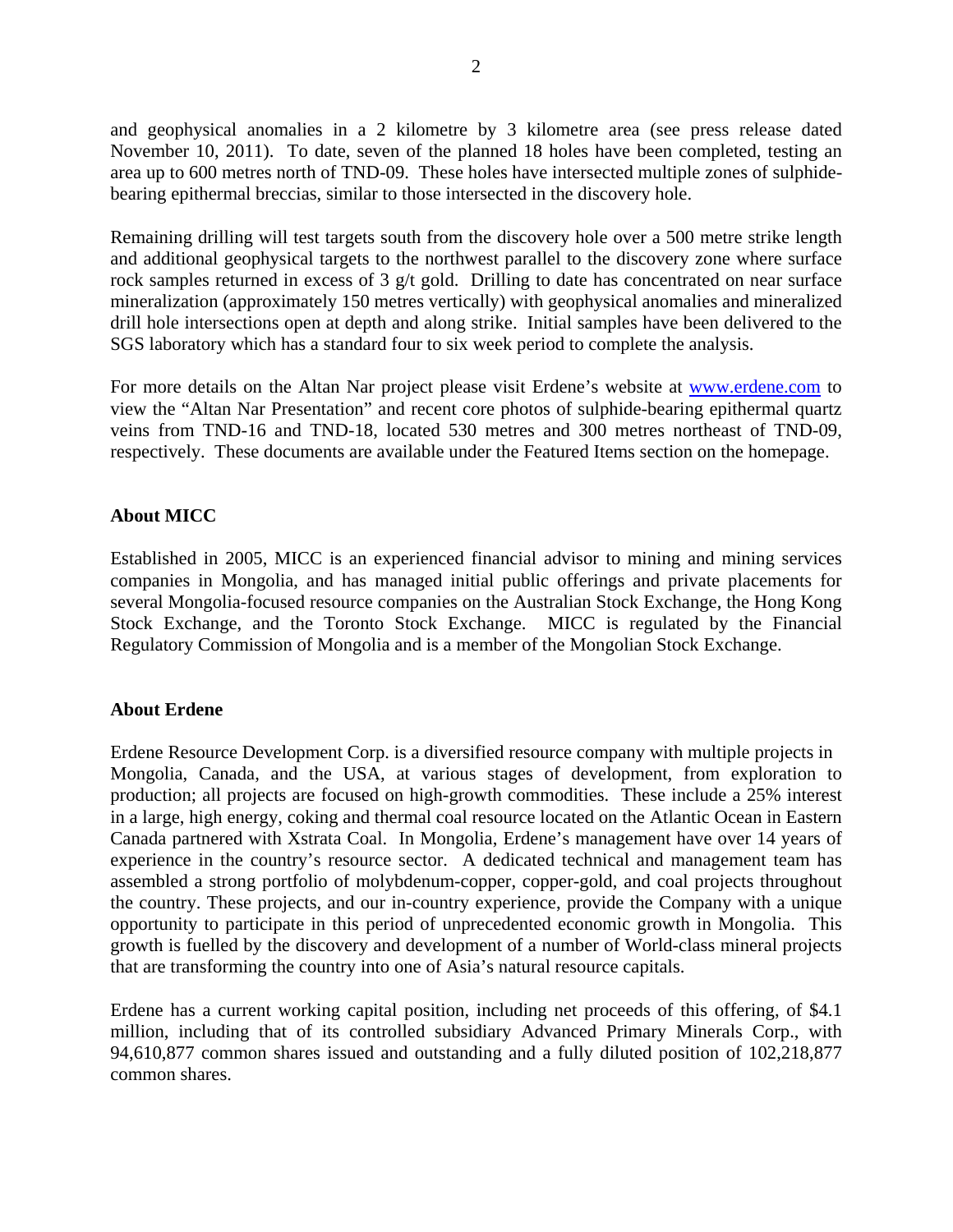and geophysical anomalies in a 2 kilometre by 3 kilometre area (see press release dated November 10, 2011). To date, seven of the planned 18 holes have been completed, testing an area up to 600 metres north of TND-09. These holes have intersected multiple zones of sulphide-bearing epithermal breccias, similar to those intersected in the discovery hole.

Remaining drilling will test targets south from the discovery hole over a 500 metre strike length and additional geophysical targets to the northwest parallel to the discovery zone where surface rock samples returned in excess of 3 g/t gold. Drilling to date has concentrated on near surface mineralization (approximately 150 metres vertically) with geophysical anomalies and mineralized drill hole intersections open at depth and along strike. Initial samples have been delivered to the SGS laboratory which has a standard four to six week period to complete the analysis.

For more details on the Altan Nar project please visit Erdene's website at [www.erdene.com](http://www.erdene.com) to view the "Altan Nar Presentation" and recent core photos of sulphide-bearing epithermal quartz veins from TND-16 and TND-18, located 530 metres and 300 metres northeast of TND-09, respectively. These documents are available under the Featured Items section on the homepage.

## About MICC

Established in 2005, MICC is an experienced financial advisor to mining and mining services companies in Mongolia, and has managed initial public offerings and private placements for several Mongolia-focused resource companies on the Australian Stock Exchange, the Hong Kong Stock Exchange, and the Toronto Stock Exchange. MICC is regulated by the Financial Regulatory Commission of Mongolia and is a member of the Mongolian Stock Exchange.

## About Erdene

Erdene Resource Development Corp. is a diversified resource company with multiple projects in Mongolia, Canada, and the USA, at various stages of development, from exploration to production; all projects are focused on high-growth commodities. These include a 25% interest in a large, high energy, coking and thermal coal resource located on the Atlantic Ocean in Eastern Canada partnered with Xstrata Coal. In Mongolia, Erdene's management have over 14 years of experience in the country's resource sector. A dedicated technical and management team has assembled a strong portfolio of molybdenum-copper, copper-gold, and coal projects throughout the country. These projects, and our in-country experience, provide the Company with a unique opportunity to participate in this period of unprecedented economic growth in Mongolia. This growth is fuelled by the discovery and development of a number of World-class mineral projects that are transforming the country into one of Asia's natural resource capitals.

Erdene has a current working capital position, including net proceeds of this offering, of $4.1 million, including that of its controlled subsidiary Advanced Primary Minerals Corp., with 94,610,877 common shares issued and outstanding and a fully diluted position of 102,218,877 common shares.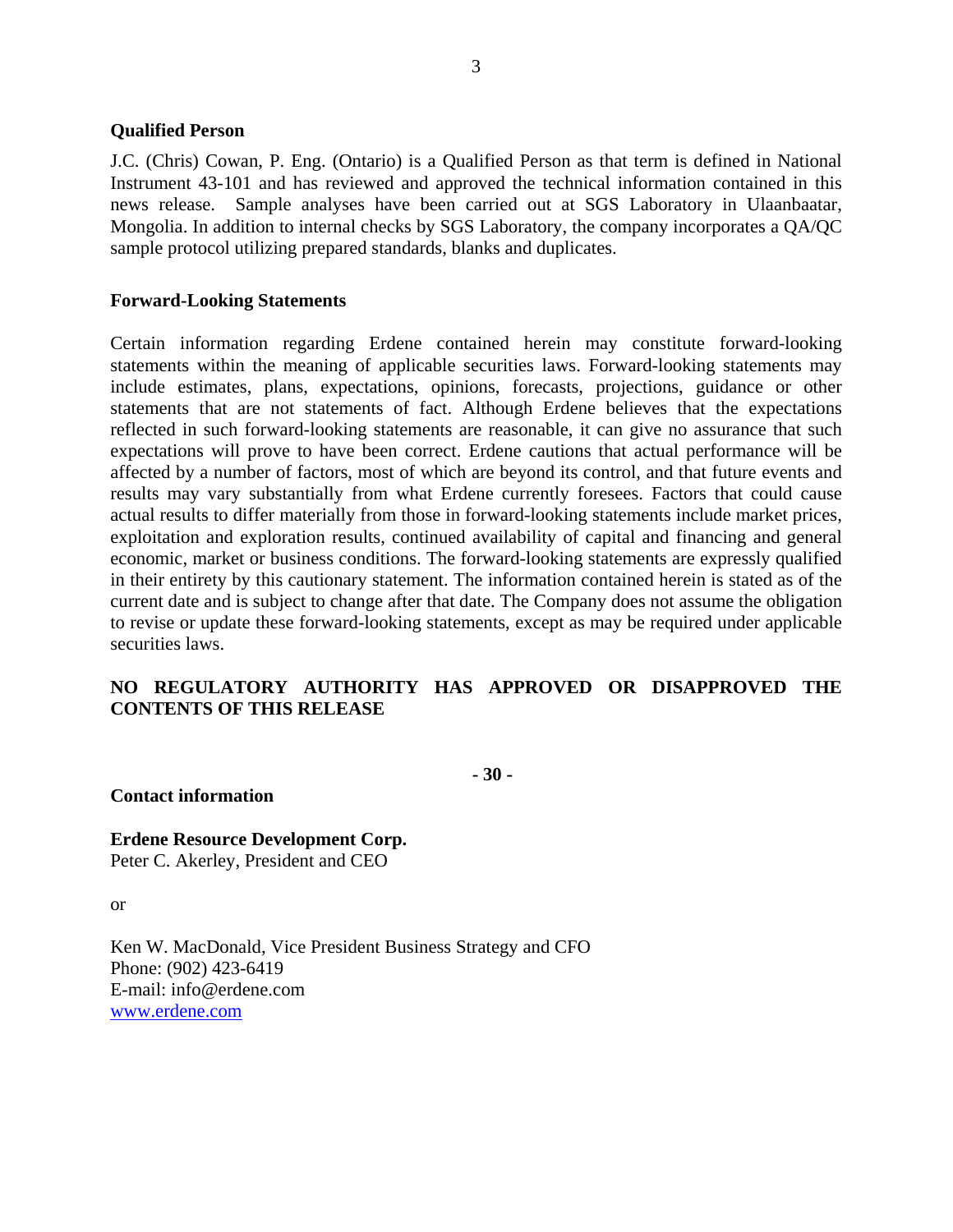**Qualified Person**

J.C. (Chris) Cowan, P. Eng. (Ontario) is a Qualified Person as that term is defined in National Instrument 43-101 and has reviewed and approved the technical information contained in this news release. Sample analyses have been carried out at SGS Laboratory in Ulaanbaatar, Mongolia. In addition to internal checks by SGS Laboratory, the company incorporates a QA/QC sample protocol utilizing prepared standards, blanks and duplicates.

**Forward-Looking Statements**

Certain information regarding Erdene contained herein may constitute forward-looking statements within the meaning of applicable securities laws. Forward-looking statements may include estimates, plans, expectations, opinions, forecasts, projections, guidance or other statements that are not statements of fact. Although Erdene believes that the expectations reflected in such forward-looking statements are reasonable, it can give no assurance that such expectations will prove to have been correct. Erdene cautions that actual performance will be affected by a number of factors, most of which are beyond its control, and that future events and results may vary substantially from what Erdene currently foresees. Factors that could cause actual results to differ materially from those in forward-looking statements include market prices, exploitation and exploration results, continued availability of capital and financing and general economic, market or business conditions. The forward-looking statements are expressly qualified in their entirety by this cautionary statement. The information contained herein is stated as of the current date and is subject to change after that date. The Company does not assume the obligation to revise or update these forward-looking statements, except as may be required under applicable securities laws.

**NO REGULATORY AUTHORITY HAS APPROVED OR DISAPPROVED THE CONTENTS OF THIS RELEASE**

**- 30 -**

**Contact information**

**Erdene Resource Development Corp.**
Peter C. Akerley, President and CEO

or

Ken W. MacDonald, Vice President Business Strategy and CFO
Phone: (902) 423-6419
E-mail: info@erdene.com
www.erdene.com